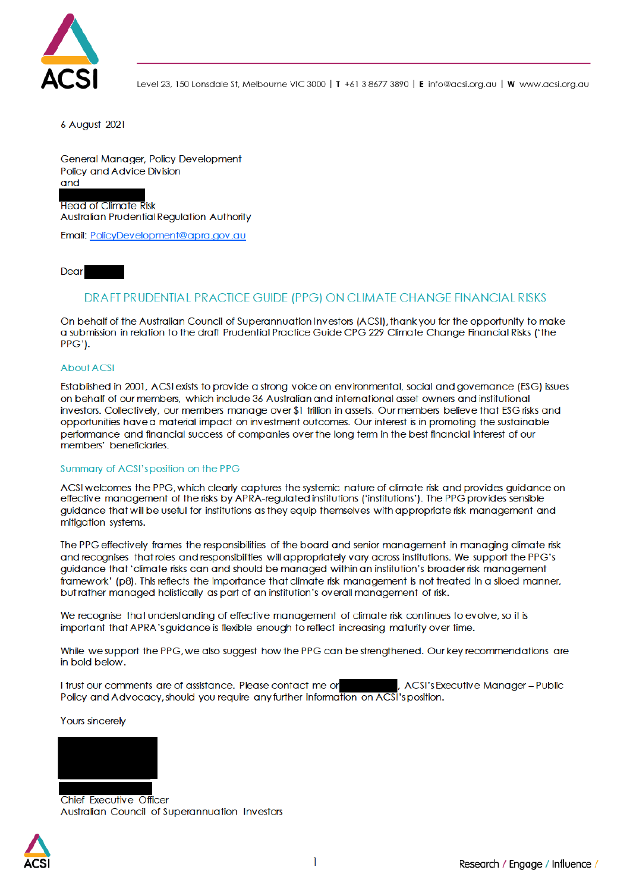Level 23, 150 Lonsdale St, Melbourne VIC 3000 | **T** +61 3 8677 3890 | **E** info@acsi.org.au | **W** www.acsi.org.au

6 August 2021

General Manager, Policy Development
Policy and Advice Division
and

Head of Climate Risk
Australian Prudential Regulation Authority

Email: PolicyDevelopment@apra.gov.au

Dear

## DRAFT PRUDENTIAL PRACTICE GUIDE (PPG) ON CLIMATE CHANGE FINANCIAL RISKS

On behalf of the Australian Council of Superannuation Investors (ACSI), thank you for the opportunity to make a submission in relation to the draft Prudential Practice Guide CPG 229 Climate Change Financial Risks ('the PPG').

### About ACSI

Established in 2001, ACSI exists to provide a strong voice on environmental, social and governance (ESG) issues on behalf of our members, which include 36 Australian and international asset owners and institutional investors. Collectively, our members manage over $1 trillion in assets. Our members believe that ESG risks and opportunities have a material impact on investment outcomes. Our interest is in promoting the sustainable performance and financial success of companies over the long term in the best financial interest of our members' beneficiaries.

### Summary of ACSI's position on the PPG

ACSI welcomes the PPG, which clearly captures the systemic nature of climate risk and provides guidance on effective management of the risks by APRA-regulated institutions ('institutions'). The PPG provides sensible guidance that will be useful for institutions as they equip themselves with appropriate risk management and mitigation systems.

The PPG effectively frames the responsibilities of the board and senior management in managing climate risk and recognises that roles and responsibilities will appropriately vary across institutions. We support the PPG's guidance that 'climate risks can and should be managed within an institution's broader risk management framework' (p8). This reflects the importance that climate risk management is not treated in a siloed manner, but rather managed holistically as part of an institution's overall management of risk.

We recognise that understanding of effective management of climate risk continues to evolve, so it is important that APRA's guidance is flexible enough to reflect increasing maturity over time.

While we support the PPG, we also suggest how the PPG can be strengthened. Our key recommendations are in bold below.

I trust our comments are of assistance. Please contact me or , ACSI's Executive Manager – Public Policy and Advocacy, should you require any further information on ACSI's position.

Yours sincerely

Chief Executive Officer
Australian Council of Superannuation Investors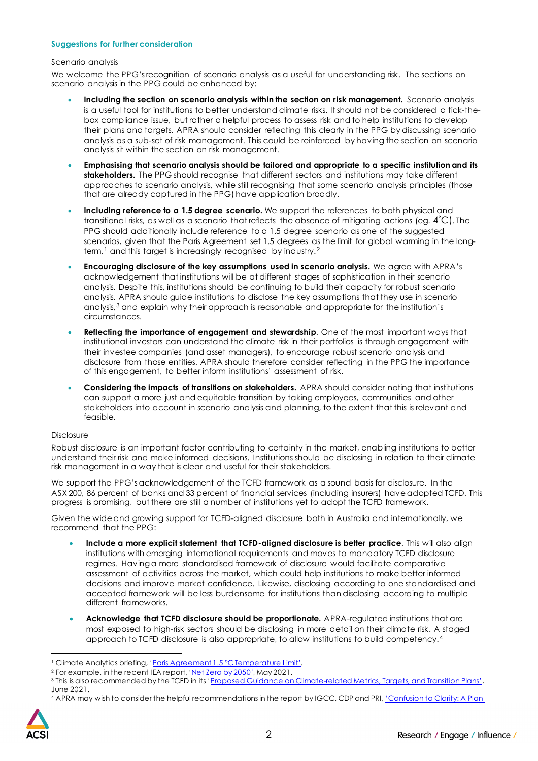### Suggestions for further consideration

Scenario analysis

We welcome the PPG's recognition of scenario analysis as a useful for understanding risk. The sections on scenario analysis in the PPG could be enhanced by:

- **Including the section on scenario analysis within the section on risk management.** Scenario analysis is a useful tool for institutions to better understand climate risks. It should not be considered a tick-the-box compliance issue, but rather a helpful process to assess risk and to help institutions to develop their plans and targets. APRA should consider reflecting this clearly in the PPG by discussing scenario analysis as a sub-set of risk management. This could be reinforced by having the section on scenario analysis sit within the section on risk management.
- **Emphasising that scenario analysis should be tailored and appropriate to a specific institution and its stakeholders.** The PPG should recognise that different sectors and institutions may take different approaches to scenario analysis, while still recognising that some scenario analysis principles (those that are already captured in the PPG) have application broadly.
- **Including reference to a 1.5 degree scenario.** We support the references to both physical and transitional risks, as well as a scenario that reflects the absence of mitigating actions (eg. 4˚C). The PPG should additionally include reference to a 1.5 degree scenario as one of the suggested scenarios, given that the Paris Agreement set 1.5 degrees as the limit for global warming in the long-term,[1] and this target is increasingly recognised by industry.[2]
- **Encouraging disclosure of the key assumptions used in scenario analysis.** We agree with APRA's acknowledgement that institutions will be at different stages of sophistication in their scenario analysis. Despite this, institutions should be continuing to build their capacity for robust scenario analysis. APRA should guide institutions to disclose the key assumptions that they use in scenario analysis,[3] and explain why their approach is reasonable and appropriate for the institution's circumstances.
- **Reflecting the importance of engagement and stewardship**. One of the most important ways that institutional investors can understand the climate risk in their portfolios is through engagement with their investee companies (and asset managers), to encourage robust scenario analysis and disclosure from those entities. APRA should therefore consider reflecting in the PPG the importance of this engagement, to better inform institutions' assessment of risk.
- **Considering the impacts of transitions on stakeholders.** APRA should consider noting that institutions can support a more just and equitable transition by taking employees, communities and other stakeholders into account in scenario analysis and planning, to the extent that this is relevant and feasible.

Disclosure

Robust disclosure is an important factor contributing to certainty in the market, enabling institutions to better understand their risk and make informed decisions. Institutions should be disclosing in relation to their climate risk management in a way that is clear and useful for their stakeholders.

We support the PPG's acknowledgement of the TCFD framework as a sound basis for disclosure. In the ASX 200, 86 percent of banks and 33 percent of financial services (including insurers) have adopted TCFD. This progress is promising, but there are still a number of institutions yet to adopt the TCFD framework.

Given the wide and growing support for TCFD-aligned disclosure both in Australia and internationally, we recommend that the PPG:

- **Include a more explicit statement that TCFD-aligned disclosure is better practice**. This will also align institutions with emerging international requirements and moves to mandatory TCFD disclosure regimes. Having a more standardised framework of disclosure would facilitate comparative assessment of activities across the market, which could help institutions to make better informed decisions and improve market confidence. Likewise, disclosing according to one standardised and accepted framework will be less burdensome for institutions than disclosing according to multiple different frameworks.
- **Acknowledge that TCFD disclosure should be proportionate.** APRA-regulated institutions that are most exposed to high-risk sectors should be disclosing in more detail on their climate risk. A staged approach to TCFD disclosure is also appropriate, to allow institutions to build competency.[4]

---

[1] Climate Analytics briefing, 'Paris Agreement 1.5 °C Temperature Limit'.

[2] For example, in the recent IEA report, 'Net Zero by 2050', May 2021.

[3] This is also recommended by the TCFD in its 'Proposed Guidance on Climate-related Metrics, Targets, and Transition Plans', June 2021.

[4] APRA may wish to consider the helpful recommendations in the report by IGCC, CDP and PRI, 'Confusion to Clarity: A Plan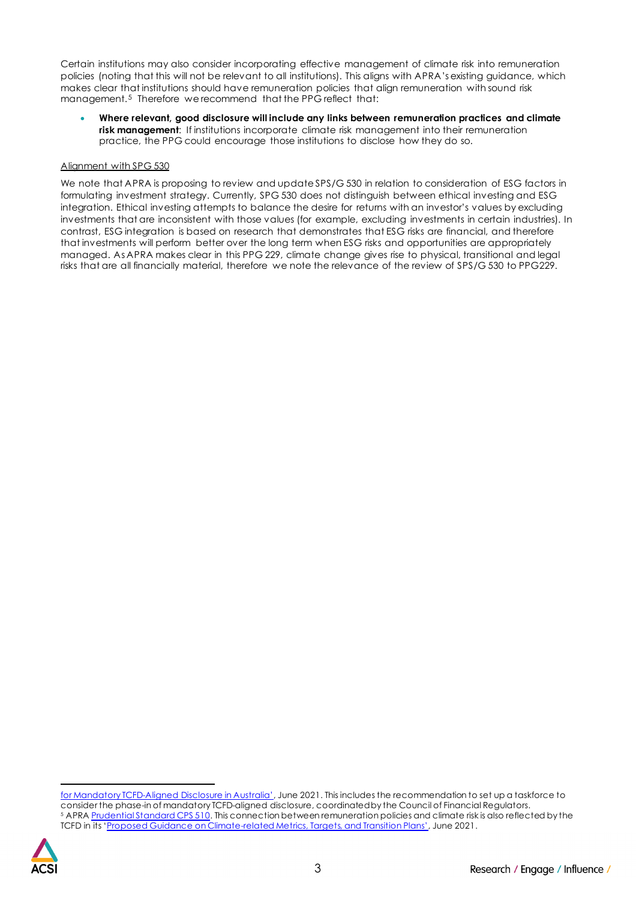Certain institutions may also consider incorporating effective management of climate risk into remuneration policies (noting that this will not be relevant to all institutions). This aligns with APRA's existing guidance, which makes clear that institutions should have remuneration policies that align remuneration with sound risk management.[5] Therefore we recommend that the PPG reflect that:

- **Where relevant, good disclosure will include any links between remuneration practices and climate risk management**: If institutions incorporate climate risk management into their remuneration practice, the PPG could encourage those institutions to disclose how they do so.

Alignment with SPG 530

We note that APRA is proposing to review and update SPS/G 530 in relation to consideration of ESG factors in formulating investment strategy. Currently, SPG 530 does not distinguish between ethical investing and ESG integration. Ethical investing attempts to balance the desire for returns with an investor's values by excluding investments that are inconsistent with those values (for example, excluding investments in certain industries). In contrast, ESG integration is based on research that demonstrates that ESG risks are financial, and therefore that investments will perform better over the long term when ESG risks and opportunities are appropriately managed. As APRA makes clear in this PPG 229, climate change gives rise to physical, transitional and legal risks that are all financially material, therefore we note the relevance of the review of SPS/G 530 to PPG229.

---

for Mandatory TCFD-Aligned Disclosure in Australia', June 2021. This includes the recommendation to set up a taskforce to consider the phase-in of mandatory TCFD-aligned disclosure, coordinated by the Council of Financial Regulators.

[5] APRA Prudential Standard CPS 510. This connection between remuneration policies and climate risk is also reflected by the TCFD in its 'Proposed Guidance on Climate-related Metrics, Targets, and Transition Plans', June 2021.